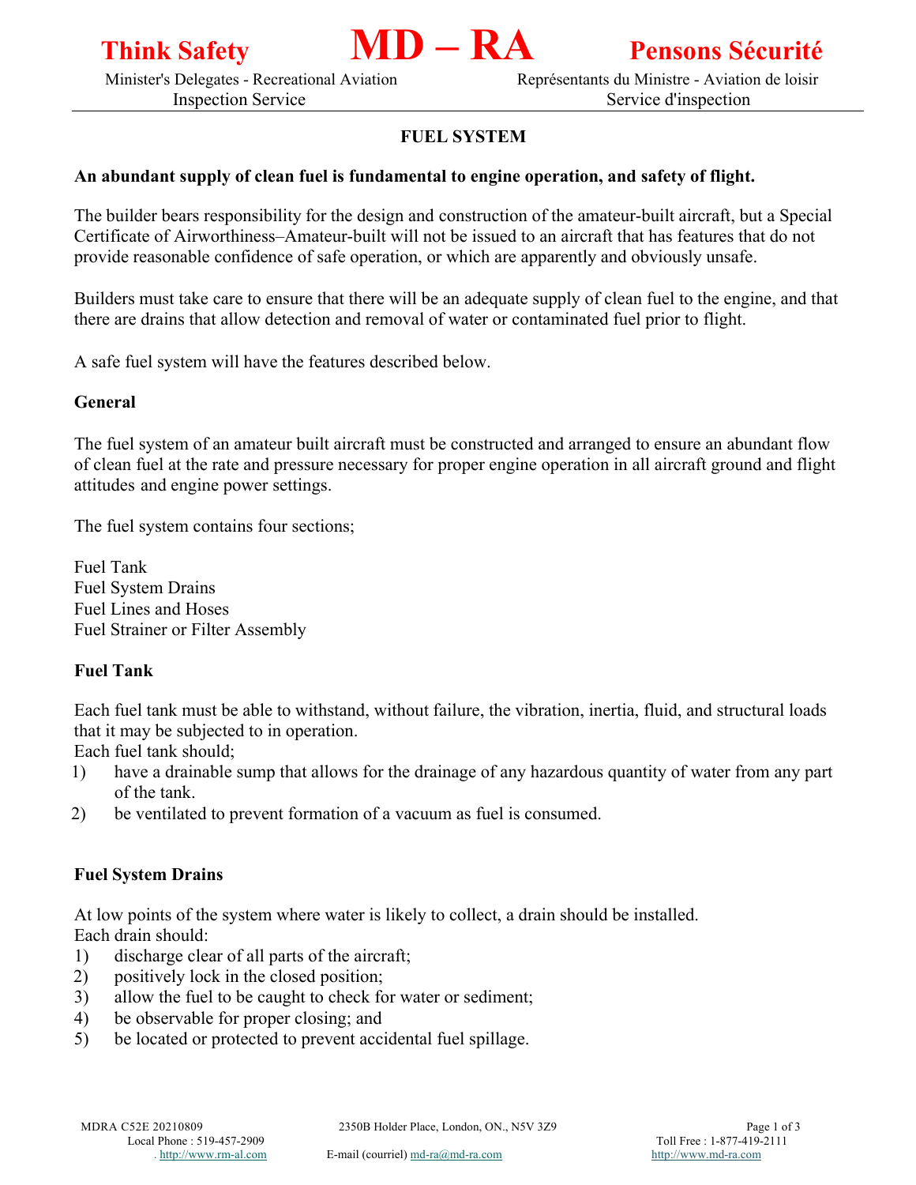# FUEL SYSTEM

**An abundant supply of clean fuel is fundamental to engine operation, and safety of flight.**

The builder bears responsibility for the design and construction of the amateur-built aircraft, but a Special Certificate of Airworthiness–Amateur-built will not be issued to an aircraft that has features that do not provide reasonable confidence of safe operation, or which are apparently and obviously unsafe.

Builders must take care to ensure that there will be an adequate supply of clean fuel to the engine, and that there are drains that allow detection and removal of water or contaminated fuel prior to flight.

A safe fuel system will have the features described below.

## General

The fuel system of an amateur built aircraft must be constructed and arranged to ensure an abundant flow of clean fuel at the rate and pressure necessary for proper engine operation in all aircraft ground and flight attitudes and engine power settings.

The fuel system contains four sections;

Fuel Tank
Fuel System Drains
Fuel Lines and Hoses
Fuel Strainer or Filter Assembly

## Fuel Tank

Each fuel tank must be able to withstand, without failure, the vibration, inertia, fluid, and structural loads that it may be subjected to in operation.
Each fuel tank should;

1) have a drainable sump that allows for the drainage of any hazardous quantity of water from any part of the tank.
2) be ventilated to prevent formation of a vacuum as fuel is consumed.

## Fuel System Drains

At low points of the system where water is likely to collect, a drain should be installed.
Each drain should:

1) discharge clear of all parts of the aircraft;
2) positively lock in the closed position;
3) allow the fuel to be caught to check for water or sediment;
4) be observable for proper closing; and
5) be located or protected to prevent accidental fuel spillage.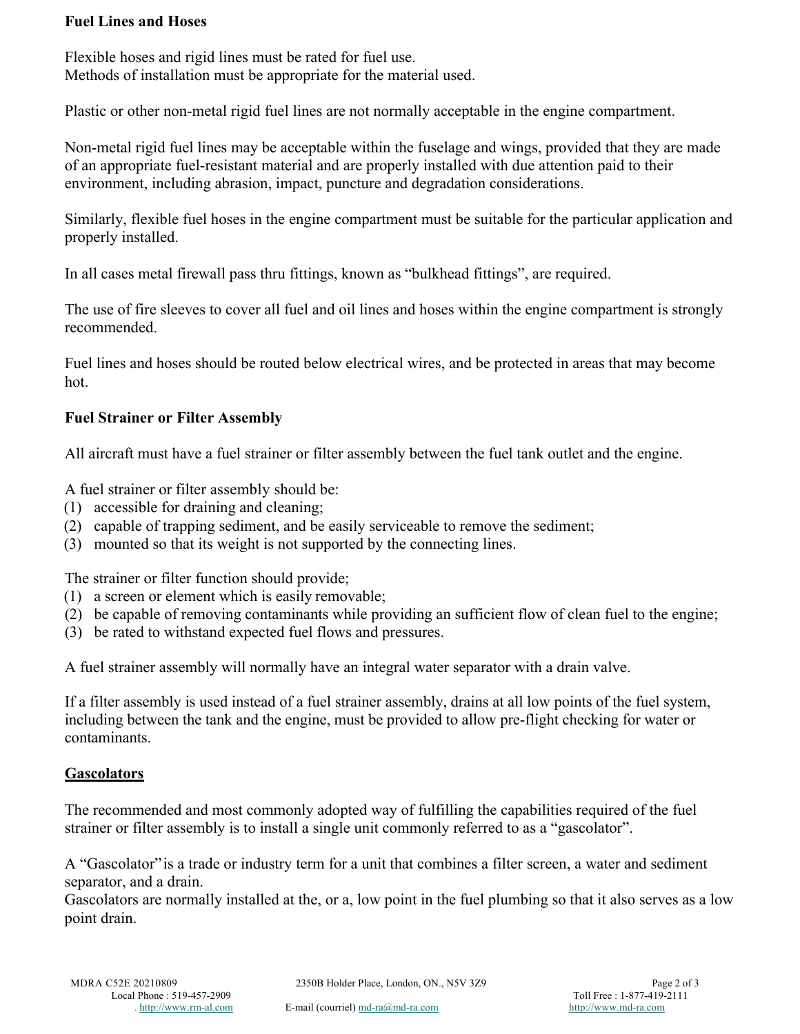**Fuel Lines and Hoses**

Flexible hoses and rigid lines must be rated for fuel use.
Methods of installation must be appropriate for the material used.

Plastic or other non-metal rigid fuel lines are not normally acceptable in the engine compartment.

Non-metal rigid fuel lines may be acceptable within the fuselage and wings, provided that they are made of an appropriate fuel-resistant material and are properly installed with due attention paid to their environment, including abrasion, impact, puncture and degradation considerations.

Similarly, flexible fuel hoses in the engine compartment must be suitable for the particular application and properly installed.

In all cases metal firewall pass thru fittings, known as "bulkhead fittings", are required.

The use of fire sleeves to cover all fuel and oil lines and hoses within the engine compartment is strongly recommended.

Fuel lines and hoses should be routed below electrical wires, and be protected in areas that may become hot.

**Fuel Strainer or Filter Assembly**

All aircraft must have a fuel strainer or filter assembly between the fuel tank outlet and the engine.

A fuel strainer or filter assembly should be:
(1) accessible for draining and cleaning;
(2) capable of trapping sediment, and be easily serviceable to remove the sediment;
(3) mounted so that its weight is not supported by the connecting lines.

The strainer or filter function should provide;
(1) a screen or element which is easily removable;
(2) be capable of removing contaminants while providing an sufficient flow of clean fuel to the engine;
(3) be rated to withstand expected fuel flows and pressures.

A fuel strainer assembly will normally have an integral water separator with a drain valve.

If a filter assembly is used instead of a fuel strainer assembly, drains at all low points of the fuel system, including between the tank and the engine, must be provided to allow pre-flight checking for water or contaminants.

**Gascolators**

The recommended and most commonly adopted way of fulfilling the capabilities required of the fuel strainer or filter assembly is to install a single unit commonly referred to as a "gascolator".

A "Gascolator" is a trade or industry term for a unit that combines a filter screen, a water and sediment separator, and a drain.
Gascolators are normally installed at the, or a, low point in the fuel plumbing so that it also serves as a low point drain.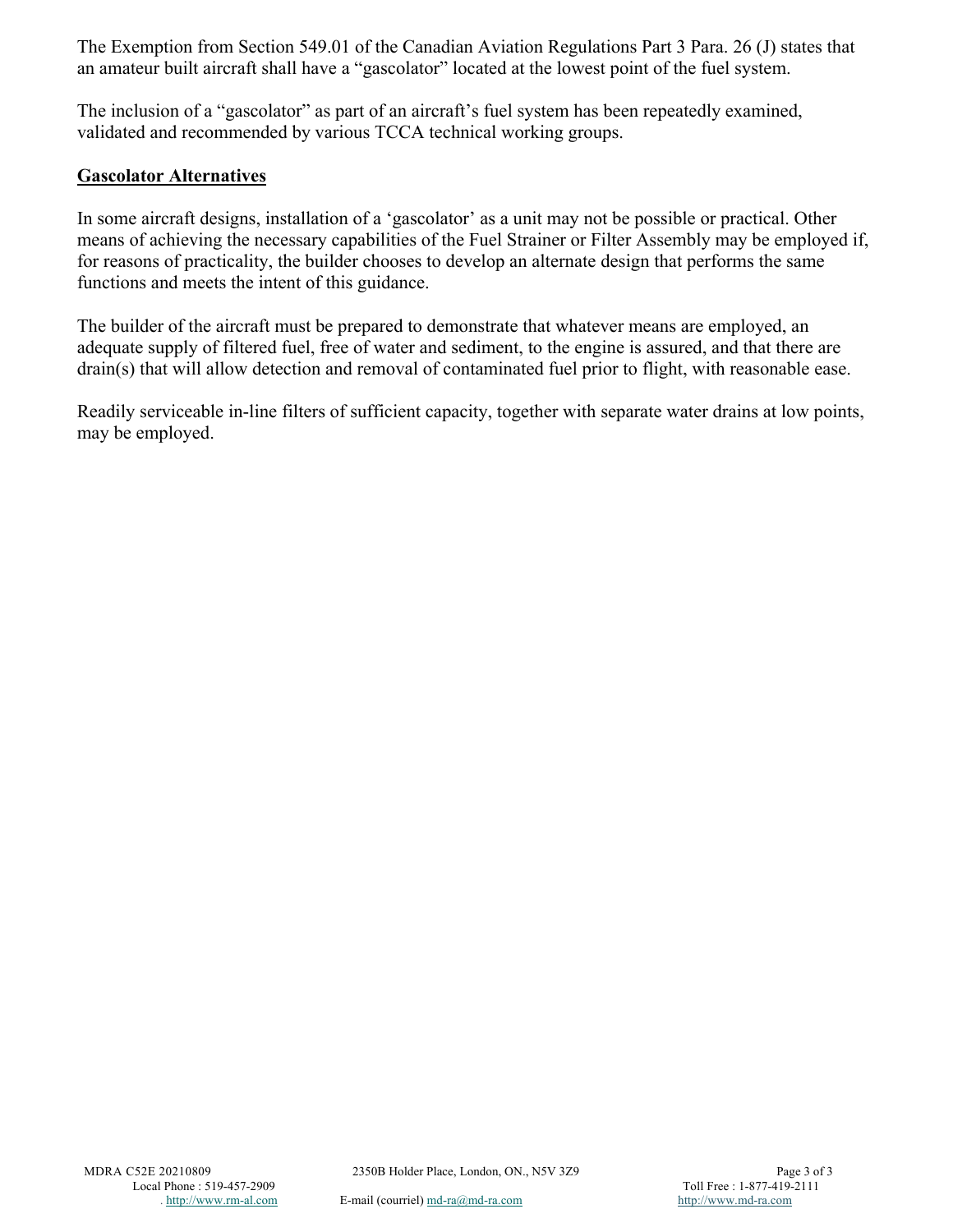The Exemption from Section 549.01 of the Canadian Aviation Regulations Part 3 Para. 26 (J) states that an amateur built aircraft shall have a "gascolator" located at the lowest point of the fuel system.

The inclusion of a "gascolator" as part of an aircraft's fuel system has been repeatedly examined, validated and recommended by various TCCA technical working groups.

## Gascolator Alternatives

In some aircraft designs, installation of a 'gascolator' as a unit may not be possible or practical. Other means of achieving the necessary capabilities of the Fuel Strainer or Filter Assembly may be employed if, for reasons of practicality, the builder chooses to develop an alternate design that performs the same functions and meets the intent of this guidance.

The builder of the aircraft must be prepared to demonstrate that whatever means are employed, an adequate supply of filtered fuel, free of water and sediment, to the engine is assured, and that there are drain(s) that will allow detection and removal of contaminated fuel prior to flight, with reasonable ease.

Readily serviceable in-line filters of sufficient capacity, together with separate water drains at low points, may be employed.